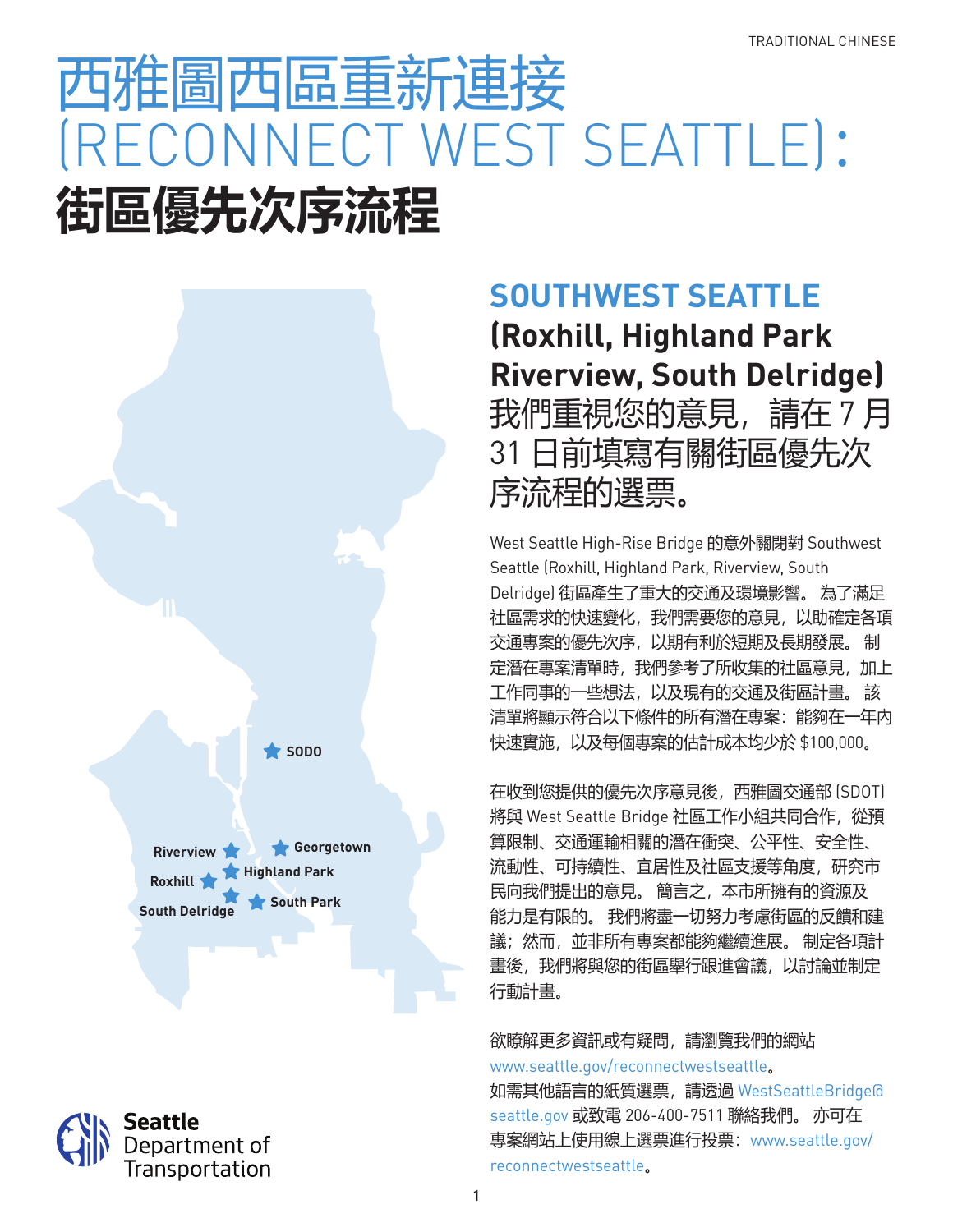TRADITIONAL CHINESE

# 西雅圖西區重新連接 (RECONNECT WEST SEATTLE)：

# 街區優先次序流程

SODO

Riverview

Georgetown

Highland Park

Roxhill

South Delridge

South Park

## SOUTHWEST SEATTLE

## (Roxhill, Highland Park Riverview, South Delridge)

### 我們重視您的意見，請在 7 月 31 日前填寫有關街區優先次序流程的選票。

West Seattle High-Rise Bridge 的意外關閉對 Southwest Seattle (Roxhill, Highland Park, Riverview, South Delridge) 街區產生了重大的交通及環境影響。 為了滿足社區需求的快速變化，我們需要您的意見，以助確定各項交通專案的優先次序，以期有利於短期及長期發展。 制定潛在專案清單時，我們參考了所收集的社區意見，加上工作同事的一些想法，以及現有的交通及街區計畫。 該清單將顯示符合以下條件的所有潛在專案：能夠在一年內快速實施，以及每個專案的估計成本均少於 $100,000。

在收到您提供的優先次序意見後，西雅圖交通部 (SDOT) 將與 West Seattle Bridge 社區工作小組共同合作，從預算限制、交通運輸相關的潛在衝突、公平性、安全性、流動性、可持續性、宜居性及社區支援等角度，研究市民向我們提出的意見。 簡言之，本市所擁有的資源及能力是有限的。 我們將盡一切努力考慮街區的反饋和建議；然而，並非所有專案都能夠繼續進展。 制定各項計畫後，我們將與您的街區舉行跟進會議，以討論並制定行動計畫。

欲瞭解更多資訊或有疑問，請瀏覽我們的網站 www.seattle.gov/reconnectwestseattle。
如需其他語言的紙質選票，請透過 WestSeattleBridge@seattle.gov 或致電 206-400-7511 聯絡我們。 亦可在專案網站上使用線上選票進行投票：www.seattle.gov/reconnectwestseattle。

Seattle Department of Transportation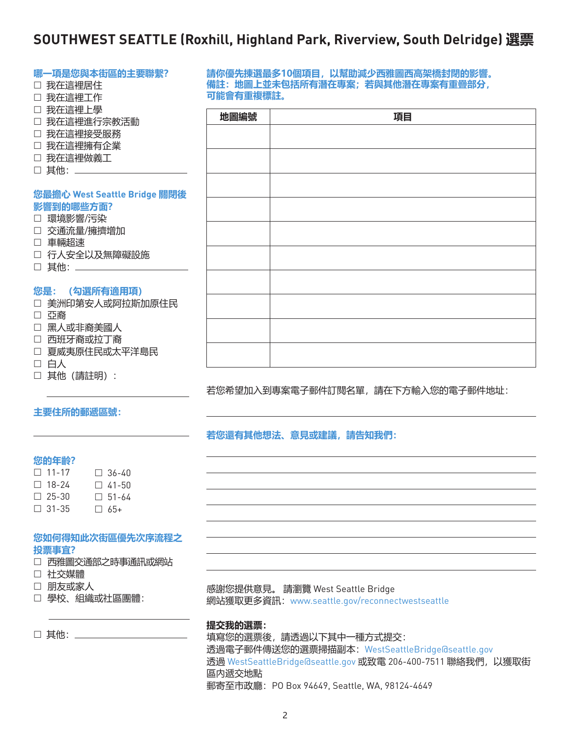# SOUTHWEST SEATTLE (Roxhill, Highland Park, Riverview, South Delridge) 選票

**哪一項是您與本街區的主要聯繫?**

- ☐ 我在這裡居住
- ☐ 我在這裡工作
- ☐ 我在這裡上學
- ☐ 我在這裡進行宗教活動
- ☐ 我在這裡接受服務
- ☐ 我在這裡擁有企業
- ☐ 我在這裡做義工
- ☐ 其他: ____________________

**您最擔心 West Seattle Bridge 關閉後影響到的哪些方面?**

- ☐ 環境影響/污染
- ☐ 交通流量/擁擠增加
- ☐ 車輛超速
- ☐ 行人安全以及無障礙設施
- ☐ 其他: ____________________

**您是: (勾選所有適用項)**

- ☐ 美洲印第安人或阿拉斯加原住民
- ☐ 亞裔
- ☐ 黑人或非裔美國人
- ☐ 西班牙裔或拉丁裔
- ☐ 夏威夷原住民或太平洋島民
- ☐ 白人
- ☐ 其他(請註明):

____________________

**主要住所的郵遞區號:**

____________________

**您的年齡?**

- ☐ 11-17
- ☐ 18-24
- ☐ 25-30
- ☐ 31-35
- ☐ 36-40
- ☐ 41-50
- ☐ 51-64
- ☐ 65+

**您如何得知此次街區優先次序流程之投票事宜?**

- ☐ 西雅圖交通部之時事通訊或網站
- ☐ 社交媒體
- ☐ 朋友或家人
- ☐ 學校、組織或社區團體:

____________________

- ☐ 其他: ____________________

**請你優先揀選最多10個項目,以幫助減少西雅圖西高架橋封閉的影響。**
**備註:地圖上並未包括所有潛在專案;若與其他潛在專案有重疊部分,可能會有重複標註。**

| 地圖編號 | 項目 |
|---|---|
| | |
| | |
| | |
| | |
| | |
| | |
| | |
| | |
| | |
| | |

若您希望加入到專案電子郵件訂閱名單,請在下方輸入您的電子郵件地址:

____________________

**若您還有其他想法、意見或建議,請告知我們:**

____________________

____________________

____________________

____________________

____________________

____________________

____________________

____________________

感謝您提供意見。 請瀏覽 West Seattle Bridge 網站獲取更多資訊:www.seattle.gov/reconnectwestseattle

**提交我的選票:**

填寫您的選票後,請透過以下其中一種方式提交:

透過電子郵件傳送您的選票掃描副本:WestSeattleBridge@seattle.gov

透過 WestSeattleBridge@seattle.gov 或致電 206-400-7511 聯絡我們,以獲取街區內遞交地點

郵寄至市政廳:PO Box 94649, Seattle, WA, 98124-4649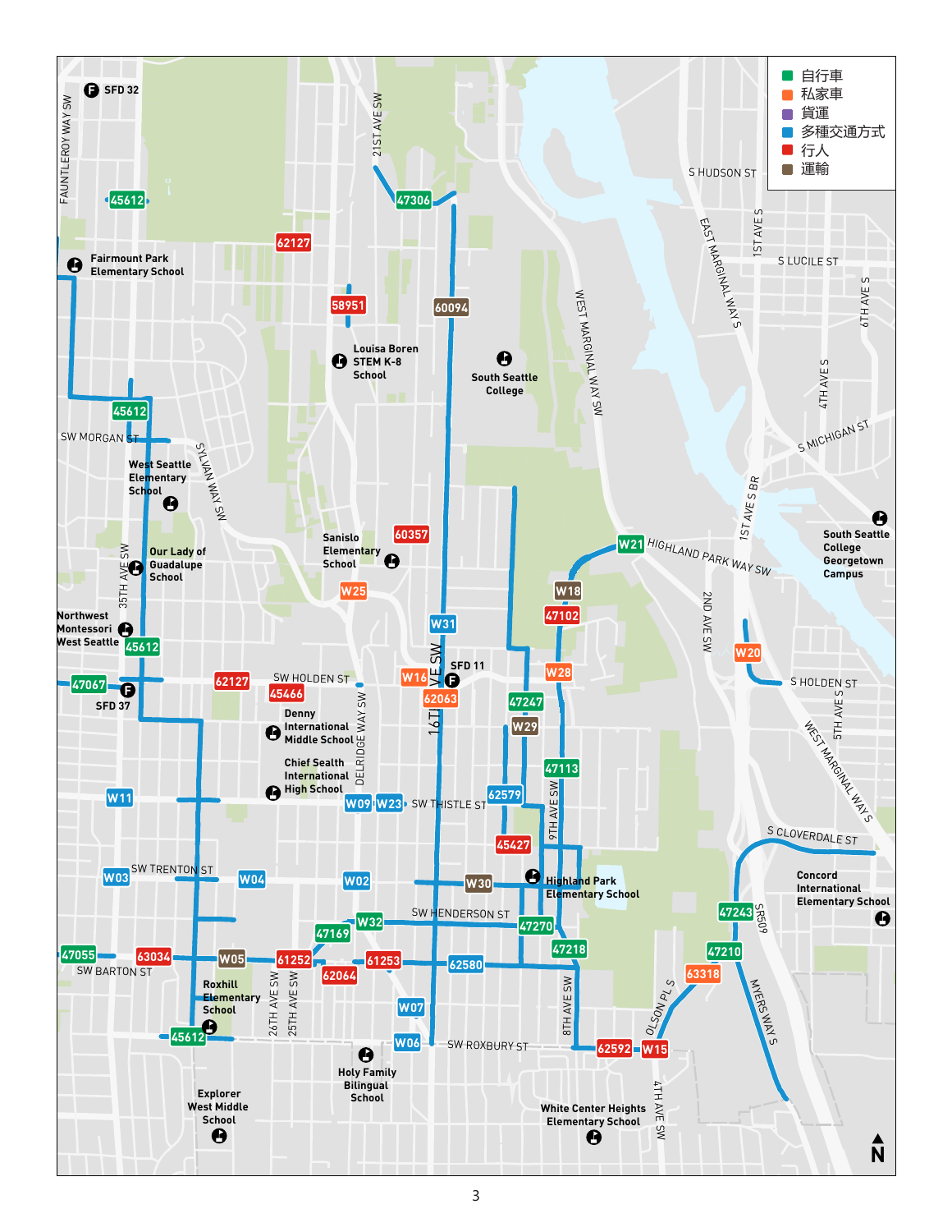- 自行車
- 私家車
- 貨運
- 多種交通方式
- 行人
- 運輸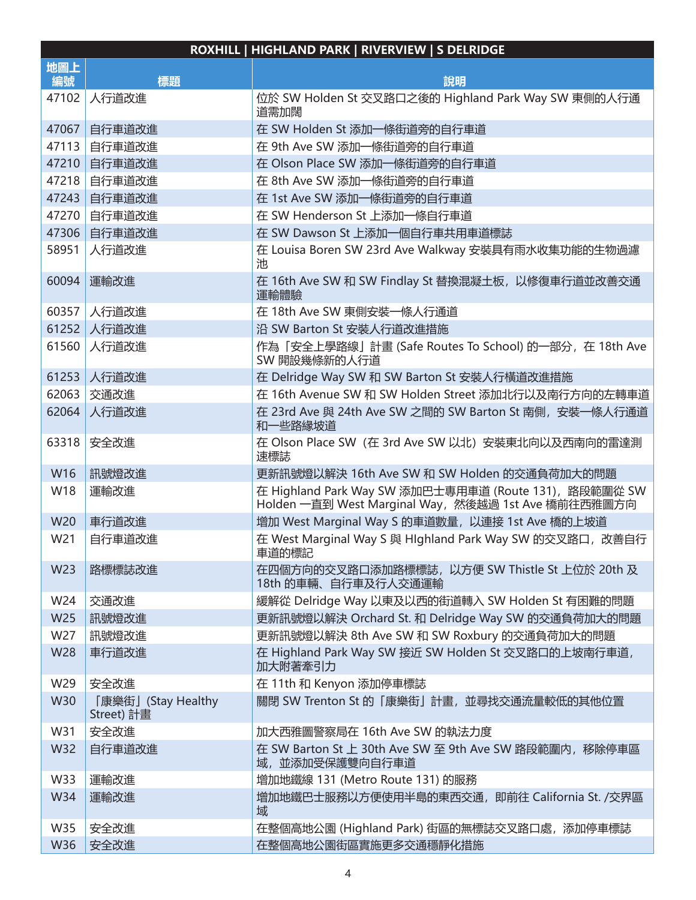| ROXHILL \| HIGHLAND PARK \| RIVERVIEW \| S DELRIDGE | | |
|---|---|---|
| 地圖上編號 | 標題 | 說明 |
| 47102 | 人行道改進 | 位於 SW Holden St 交叉路口之後的 Highland Park Way SW 東側的人行通道需加闊 |
| 47067 | 自行車道改進 | 在 SW Holden St 添加一條街道旁的自行車道 |
| 47113 | 自行車道改進 | 在 9th Ave SW 添加一條街道旁的自行車道 |
| 47210 | 自行車道改進 | 在 Olson Place SW 添加一條街道旁的自行車道 |
| 47218 | 自行車道改進 | 在 8th Ave SW 添加一條街道旁的自行車道 |
| 47243 | 自行車道改進 | 在 1st Ave SW 添加一條街道旁的自行車道 |
| 47270 | 自行車道改進 | 在 SW Henderson St 上添加一條自行車道 |
| 47306 | 自行車道改進 | 在 SW Dawson St 上添加一個自行車共用車道標誌 |
| 58951 | 人行道改進 | 在 Louisa Boren SW 23rd Ave Walkway 安裝具有雨水收集功能的生物過濾池 |
| 60094 | 運輸改進 | 在 16th Ave SW 和 SW Findlay St 替換混凝土板，以修復車行道並改善交通運輸體驗 |
| 60357 | 人行道改進 | 在 18th Ave SW 東側安裝一條人行通道 |
| 61252 | 人行道改進 | 沿 SW Barton St 安裝人行道改進措施 |
| 61560 | 人行道改進 | 作為「安全上學路線」計畫 (Safe Routes To School) 的一部分，在 18th Ave SW 開設幾條新的人行道 |
| 61253 | 人行道改進 | 在 Delridge Way SW 和 SW Barton St 安裝人行橫道改進措施 |
| 62063 | 交通改進 | 在 16th Avenue SW 和 SW Holden Street 添加北行以及南行方向的左轉車道 |
| 62064 | 人行道改進 | 在 23rd Ave 與 24th Ave SW 之間的 SW Barton St 南側，安裝一條人行通道和一些路緣坡道 |
| 63318 | 安全改進 | 在 Olson Place SW（在 3rd Ave SW 以北）安裝東北向以及西南向的雷達測速標誌 |
| W16 | 訊號燈改進 | 更新訊號燈以解決 16th Ave SW 和 SW Holden 的交通負荷加大的問題 |
| W18 | 運輸改進 | 在 Highland Park Way SW 添加巴士專用車道 (Route 131)，路段範圍從 SW Holden 一直到 West Marginal Way，然後越過 1st Ave 橋前往西雅圖方向 |
| W20 | 車行道改進 | 增加 West Marginal Way S 的車道數量，以連接 1st Ave 橋的上坡道 |
| W21 | 自行車道改進 | 在 West Marginal Way S 與 HIghland Park Way SW 的交叉路口，改善自行車道的標記 |
| W23 | 路標標誌改進 | 在四個方向的交叉路口添加路標標誌，以方便 SW Thistle St 上位於 20th 及 18th 的車輛、自行車及行人交通運輸 |
| W24 | 交通改進 | 緩解從 Delridge Way 以東及以西的街道轉入 SW Holden St 有困難的問題 |
| W25 | 訊號燈改進 | 更新訊號燈以解決 Orchard St. 和 Delridge Way SW 的交通負荷加大的問題 |
| W27 | 訊號燈改進 | 更新訊號燈以解決 8th Ave SW 和 SW Roxbury 的交通負荷加大的問題 |
| W28 | 車行道改進 | 在 Highland Park Way SW 接近 SW Holden St 交叉路口的上坡南行車道，加大附著牽引力 |
| W29 | 安全改進 | 在 11th 和 Kenyon 添加停車標誌 |
| W30 | 「康樂街」(Stay Healthy Street) 計畫 | 關閉 SW Trenton St 的「康樂街」計畫，並尋找交通流量較低的其他位置 |
| W31 | 安全改進 | 加大西雅圖警察局在 16th Ave SW 的執法力度 |
| W32 | 自行車道改進 | 在 SW Barton St 上 30th Ave SW 至 9th Ave SW 路段範圍內，移除停車區域，並添加受保護雙向自行車道 |
| W33 | 運輸改進 | 增加地鐵線 131 (Metro Route 131) 的服務 |
| W34 | 運輸改進 | 增加地鐵巴士服務以方便使用半島的東西交通，即前往 California St. /交界區域 |
| W35 | 安全改進 | 在整個高地公園 (Highland Park) 街區的無標誌交叉路口處，添加停車標誌 |
| W36 | 安全改進 | 在整個高地公園街區實施更多交通穩靜化措施 |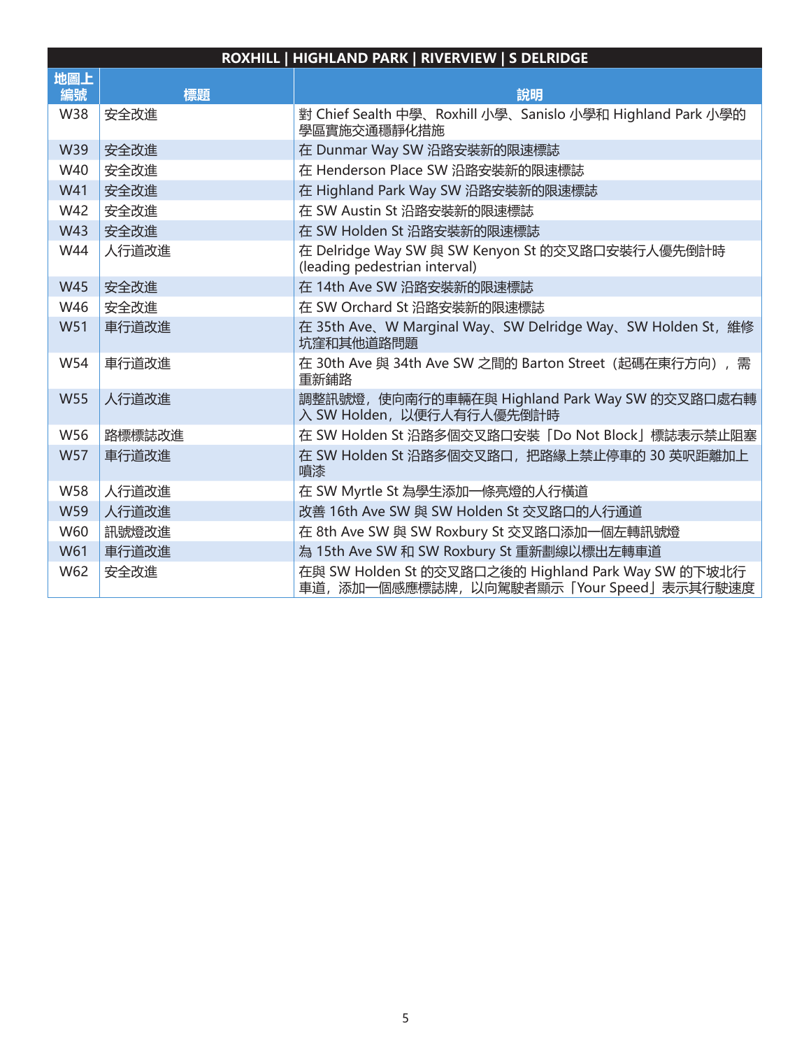| ROXHILL \| HIGHLAND PARK \| RIVERVIEW \| S DELRIDGE | | |
|---|---|---|
| **地圖上編號** | **標題** | **說明** |
| W38 | 安全改進 | 對 Chief Sealth 中學、Roxhill 小學、Sanislo 小學和 Highland Park 小學的學區實施交通穩靜化措施 |
| W39 | 安全改進 | 在 Dunmar Way SW 沿路安裝新的限速標誌 |
| W40 | 安全改進 | 在 Henderson Place SW 沿路安裝新的限速標誌 |
| W41 | 安全改進 | 在 Highland Park Way SW 沿路安裝新的限速標誌 |
| W42 | 安全改進 | 在 SW Austin St 沿路安裝新的限速標誌 |
| W43 | 安全改進 | 在 SW Holden St 沿路安裝新的限速標誌 |
| W44 | 人行道改進 | 在 Delridge Way SW 與 SW Kenyon St 的交叉路口安裝行人優先倒計時 (leading pedestrian interval) |
| W45 | 安全改進 | 在 14th Ave SW 沿路安裝新的限速標誌 |
| W46 | 安全改進 | 在 SW Orchard St 沿路安裝新的限速標誌 |
| W51 | 車行道改進 | 在 35th Ave、W Marginal Way、SW Delridge Way、SW Holden St，維修坑窪和其他道路問題 |
| W54 | 車行道改進 | 在 30th Ave 與 34th Ave SW 之間的 Barton Street（起碼在東行方向），需重新鋪路 |
| W55 | 人行道改進 | 調整訊號燈，使向南行的車輛在與 Highland Park Way SW 的交叉路口處右轉入 SW Holden，以便行人有行人優先倒計時 |
| W56 | 路標標誌改進 | 在 SW Holden St 沿路多個交叉路口安裝「Do Not Block」標誌表示禁止阻塞 |
| W57 | 車行道改進 | 在 SW Holden St 沿路多個交叉路口，把路緣上禁止停車的 30 英呎距離加上噴漆 |
| W58 | 人行道改進 | 在 SW Myrtle St 為學生添加一條亮燈的人行橫道 |
| W59 | 人行道改進 | 改善 16th Ave SW 與 SW Holden St 交叉路口的人行通道 |
| W60 | 訊號燈改進 | 在 8th Ave SW 與 SW Roxbury St 交叉路口添加一個左轉訊號燈 |
| W61 | 車行道改進 | 為 15th Ave SW 和 SW Roxbury St 重新劃線以標出左轉車道 |
| W62 | 安全改進 | 在與 SW Holden St 的交叉路口之後的 Highland Park Way SW 的下坡北行車道，添加一個感應標誌牌，以向駕駛者顯示「Your Speed」表示其行駛速度 |